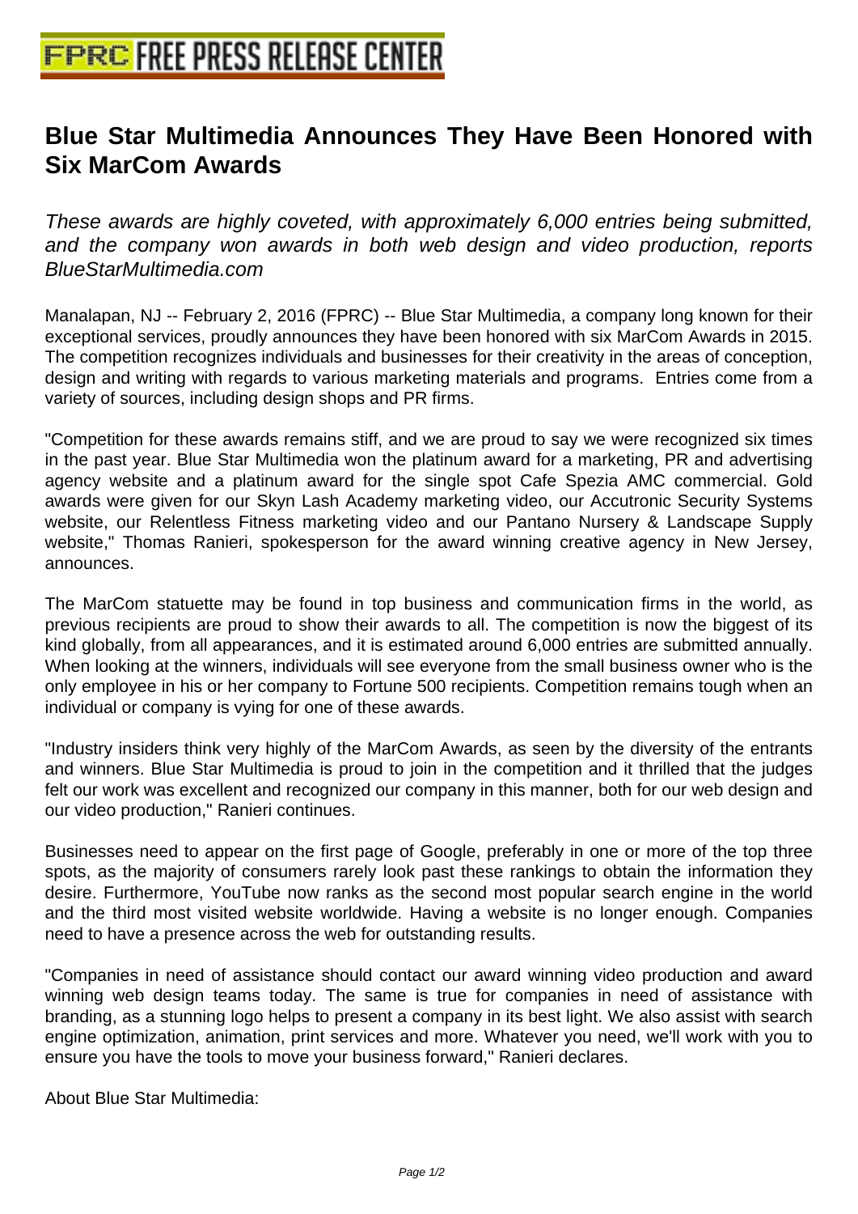# Blue Star Multimedia Announces They Have Been Honored with Six MarCom Awards

*These awards are highly coveted, with approximately 6,000 entries being submitted, and the company won awards in both web design and video production, reports BlueStarMultimedia.com*

Manalapan, NJ -- February 2, 2016 (FPRC) -- Blue Star Multimedia, a company long known for their exceptional services, proudly announces they have been honored with six MarCom Awards in 2015. The competition recognizes individuals and businesses for their creativity in the areas of conception, design and writing with regards to various marketing materials and programs. Entries come from a variety of sources, including design shops and PR firms.

"Competition for these awards remains stiff, and we are proud to say we were recognized six times in the past year. Blue Star Multimedia won the platinum award for a marketing, PR and advertising agency website and a platinum award for the single spot Cafe Spezia AMC commercial. Gold awards were given for our Skyn Lash Academy marketing video, our Accutronic Security Systems website, our Relentless Fitness marketing video and our Pantano Nursery & Landscape Supply website," Thomas Ranieri, spokesperson for the award winning creative agency in New Jersey, announces.

The MarCom statuette may be found in top business and communication firms in the world, as previous recipients are proud to show their awards to all. The competition is now the biggest of its kind globally, from all appearances, and it is estimated around 6,000 entries are submitted annually. When looking at the winners, individuals will see everyone from the small business owner who is the only employee in his or her company to Fortune 500 recipients. Competition remains tough when an individual or company is vying for one of these awards.

"Industry insiders think very highly of the MarCom Awards, as seen by the diversity of the entrants and winners. Blue Star Multimedia is proud to join in the competition and it thrilled that the judges felt our work was excellent and recognized our company in this manner, both for our web design and our video production," Ranieri continues.

Businesses need to appear on the first page of Google, preferably in one or more of the top three spots, as the majority of consumers rarely look past these rankings to obtain the information they desire. Furthermore, YouTube now ranks as the second most popular search engine in the world and the third most visited website worldwide. Having a website is no longer enough. Companies need to have a presence across the web for outstanding results.

"Companies in need of assistance should contact our award winning video production and award winning web design teams today. The same is true for companies in need of assistance with branding, as a stunning logo helps to present a company in its best light. We also assist with search engine optimization, animation, print services and more. Whatever you need, we'll work with you to ensure you have the tools to move your business forward," Ranieri declares.

About Blue Star Multimedia: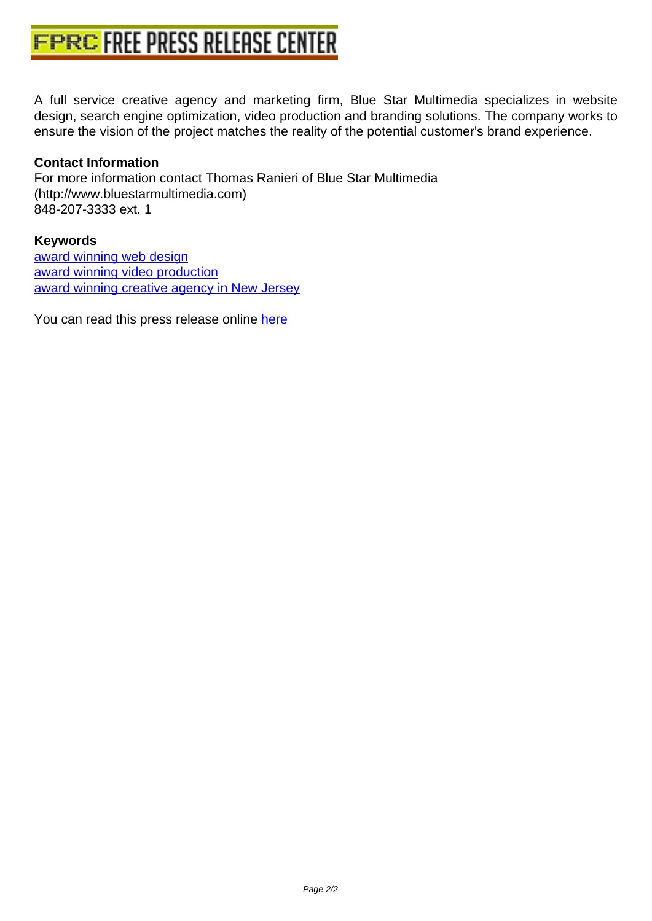A full service creative agency and marketing firm, Blue Star Multimedia specializes in website design, search engine optimization, video production and branding solutions. The company works to ensure the vision of the project matches the reality of the potential customer's brand experience.

**Contact Information**
For more information contact Thomas Ranieri of Blue Star Multimedia
(http://www.bluestarmultimedia.com)
848-207-3333 ext. 1

**Keywords**
award winning web design
award winning video production
award winning creative agency in New Jersey

You can read this press release online here